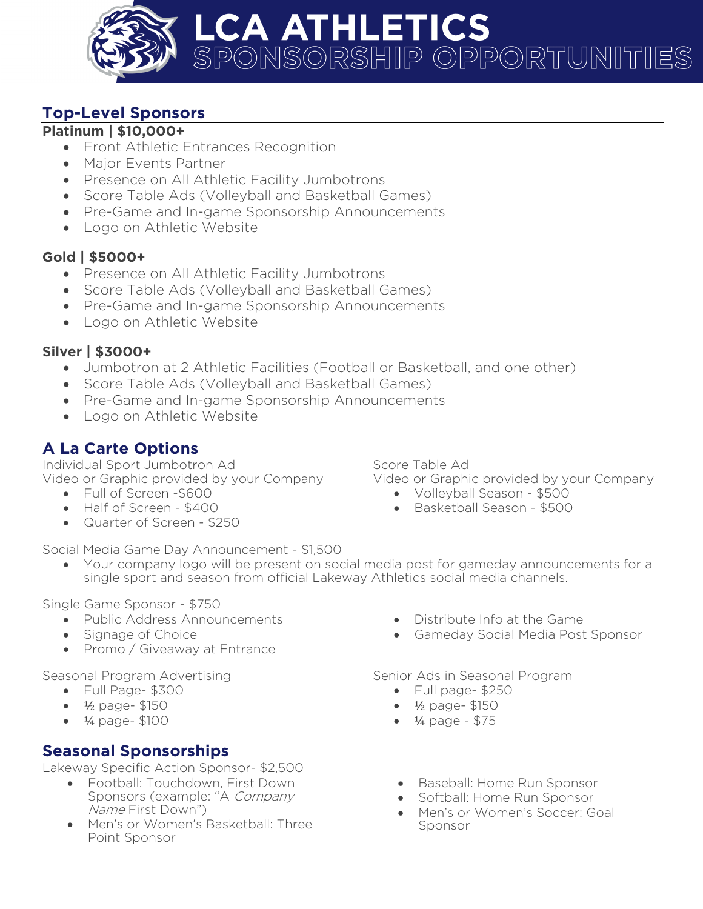# LCA ATHLETICS
## SPONSORSHIP OPPORTUNITIES

## Top-Level Sponsors

**Platinum | $10,000+**

- Front Athletic Entrances Recognition
- Major Events Partner
- Presence on All Athletic Facility Jumbotrons
- Score Table Ads (Volleyball and Basketball Games)
- Pre-Game and In-game Sponsorship Announcements
- Logo on Athletic Website

**Gold | $5000+**

- Presence on All Athletic Facility Jumbotrons
- Score Table Ads (Volleyball and Basketball Games)
- Pre-Game and In-game Sponsorship Announcements
- Logo on Athletic Website

**Silver | $3000+**

- Jumbotron at 2 Athletic Facilities (Football or Basketball, and one other)
- Score Table Ads (Volleyball and Basketball Games)
- Pre-Game and In-game Sponsorship Announcements
- Logo on Athletic Website

## A La Carte Options

Individual Sport Jumbotron Ad
Video or Graphic provided by your Company

- Full of Screen -$600
- Half of Screen - $400
- Quarter of Screen - $250

Score Table Ad
Video or Graphic provided by your Company

- Volleyball Season - $500
- Basketball Season - $500

Social Media Game Day Announcement - $1,500

- Your company logo will be present on social media post for gameday announcements for a single sport and season from official Lakeway Athletics social media channels.

Single Game Sponsor - $750

- Public Address Announcements
- Signage of Choice
- Promo / Giveaway at Entrance
- Distribute Info at the Game
- Gameday Social Media Post Sponsor

Seasonal Program Advertising

- Full Page- $300
- ½ page- $150
- ¼ page- $100

Senior Ads in Seasonal Program

- Full page- $250
- ½ page- $150
- ¼ page - $75

## Seasonal Sponsorships

Lakeway Specific Action Sponsor- $2,500

- Football: Touchdown, First Down Sponsors (example: "A *Company Name* First Down")
- Men's or Women's Basketball: Three Point Sponsor
- Baseball: Home Run Sponsor
- Softball: Home Run Sponsor
- Men's or Women's Soccer: Goal Sponsor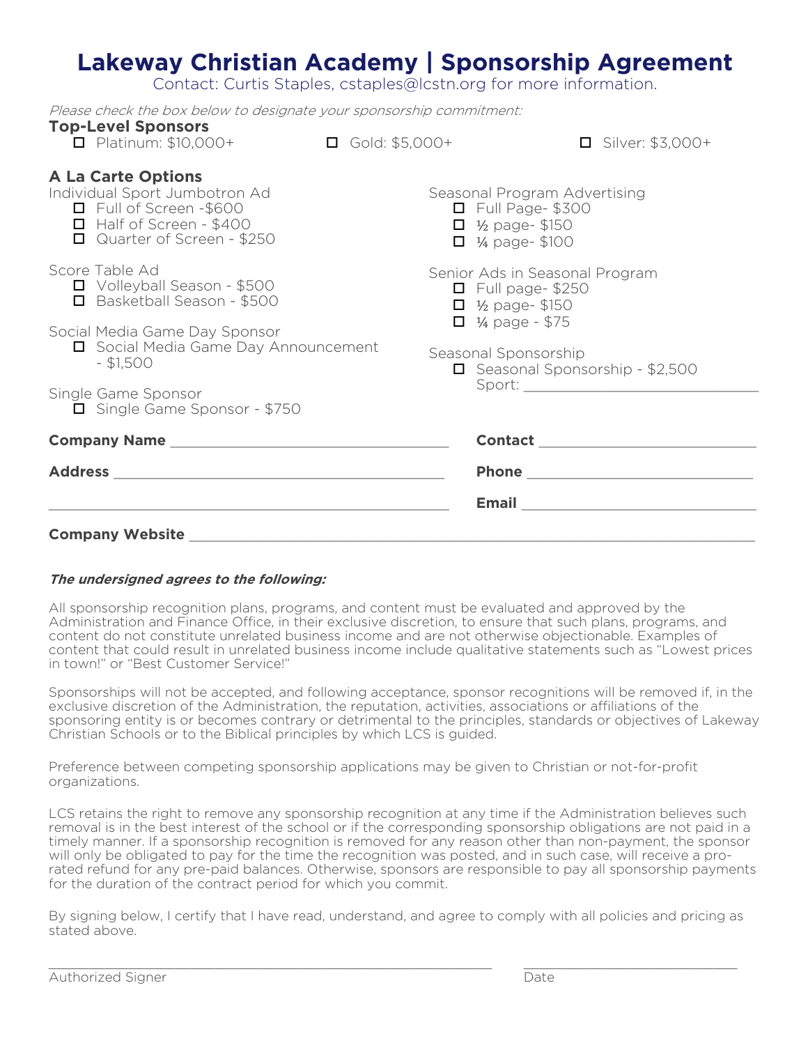# Lakeway Christian Academy | Sponsorship Agreement

Contact: Curtis Staples, cstaples@lcstn.org for more information.

*Please check the box below to designate your sponsorship commitment:*

**Top-Level Sponsors**

- ☐ Platinum: $10,000+
- ☐ Gold: $5,000+
- ☐ Silver: $3,000+

**A La Carte Options**

Individual Sport Jumbotron Ad

- ☐ Full of Screen -$600
- ☐ Half of Screen - $400
- ☐ Quarter of Screen - $250

Score Table Ad

- ☐ Volleyball Season - $500
- ☐ Basketball Season - $500

Social Media Game Day Sponsor

- ☐ Social Media Game Day Announcement - $1,500

Single Game Sponsor

- ☐ Single Game Sponsor - $750

Seasonal Program Advertising

- ☐ Full Page- $300
- ☐ ½ page- $150
- ☐ ¼ page- $100

Senior Ads in Seasonal Program

- ☐ Full page- $250
- ☐ ½ page- $150
- ☐ ¼ page - $75

Seasonal Sponsorship

- ☐ Seasonal Sponsorship - $2,500
  Sport: ______________________________

**Company Name** ___________________________________

**Contact** ___________________________

**Address** ___________________________________________

___________________________________________________

**Phone** ____________________________

**Email** ______________________________

**Company Website** ____________________________________________________________________

***The undersigned agrees to the following:***

All sponsorship recognition plans, programs, and content must be evaluated and approved by the Administration and Finance Office, in their exclusive discretion, to ensure that such plans, programs, and content do not constitute unrelated business income and are not otherwise objectionable. Examples of content that could result in unrelated business income include qualitative statements such as "Lowest prices in town!" or "Best Customer Service!"

Sponsorships will not be accepted, and following acceptance, sponsor recognitions will be removed if, in the exclusive discretion of the Administration, the reputation, activities, associations or affiliations of the sponsoring entity is or becomes contrary or detrimental to the principles, standards or objectives of Lakeway Christian Schools or to the Biblical principles by which LCS is guided.

Preference between competing sponsorship applications may be given to Christian or not-for-profit organizations.

LCS retains the right to remove any sponsorship recognition at any time if the Administration believes such removal is in the best interest of the school or if the corresponding sponsorship obligations are not paid in a timely manner. If a sponsorship recognition is removed for any reason other than non-payment, the sponsor will only be obligated to pay for the time the recognition was posted, and in such case, will receive a pro-rated refund for any pre-paid balances. Otherwise, sponsors are responsible to pay all sponsorship payments for the duration of the contract period for which you commit.

By signing below, I certify that I have read, understand, and agree to comply with all policies and pricing as stated above.

_________________________________________________________ Authorized Signer

____________________________ Date